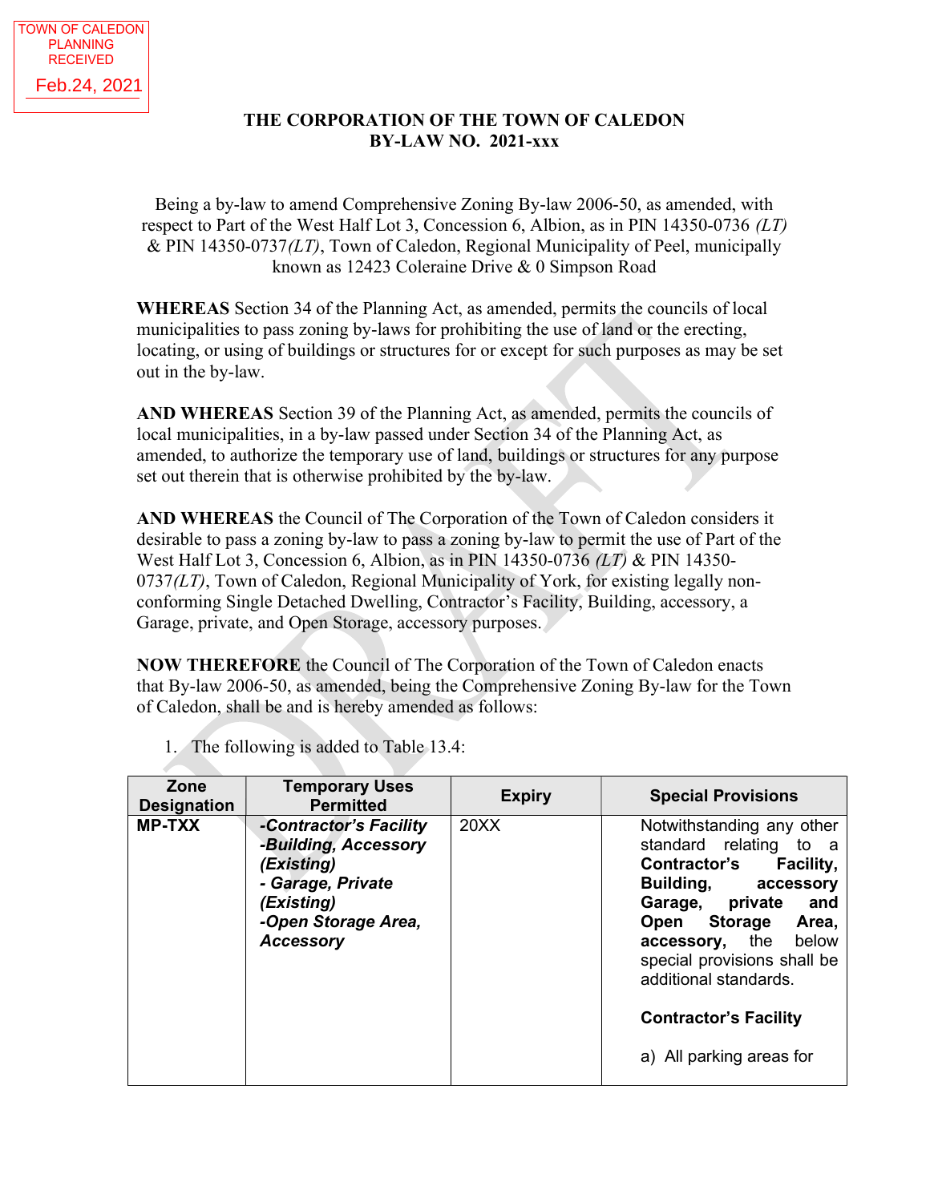TOWN OF CALEDON PLANNING RECEIVED Feb.24, 2021

# THE CORPORATION OF THE TOWN OF CALEDON
## BY-LAW NO. 2021-xxx

Being a by-law to amend Comprehensive Zoning By-law 2006-50, as amended, with respect to Part of the West Half Lot 3, Concession 6, Albion, as in PIN 14350-0736 *(LT)* & PIN 14350-0737*(LT)*, Town of Caledon, Regional Municipality of Peel, municipally known as 12423 Coleraine Drive & 0 Simpson Road

**WHEREAS** Section 34 of the Planning Act, as amended, permits the councils of local municipalities to pass zoning by-laws for prohibiting the use of land or the erecting, locating, or using of buildings or structures for or except for such purposes as may be set out in the by-law.

**AND WHEREAS** Section 39 of the Planning Act, as amended, permits the councils of local municipalities, in a by-law passed under Section 34 of the Planning Act, as amended, to authorize the temporary use of land, buildings or structures for any purpose set out therein that is otherwise prohibited by the by-law.

**AND WHEREAS** the Council of The Corporation of the Town of Caledon considers it desirable to pass a zoning by-law to pass a zoning by-law to permit the use of Part of the West Half Lot 3, Concession 6, Albion, as in PIN 14350-0736 *(LT)* & PIN 14350-0737*(LT)*, Town of Caledon, Regional Municipality of York, for existing legally non-conforming Single Detached Dwelling, Contractor's Facility, Building, accessory, a Garage, private, and Open Storage, accessory purposes.

**NOW THEREFORE** the Council of The Corporation of the Town of Caledon enacts that By-law 2006-50, as amended, being the Comprehensive Zoning By-law for the Town of Caledon, shall be and is hereby amended as follows:

1. The following is added to Table 13.4:

| Zone Designation | Temporary Uses Permitted | Expiry | Special Provisions |
|---|---|---|---|
| **MP-TXX** | ***-Contractor's Facility***<br>***-Building, Accessory (Existing)***<br>***- Garage, Private (Existing)***<br>***-Open Storage Area, Accessory*** | 20XX | Notwithstanding any other standard relating to a **Contractor's Facility, Building, accessory Garage, private and Open Storage Area, accessory,** the below special provisions shall be additional standards.<br><br>**Contractor's Facility**<br><br>a) All parking areas for |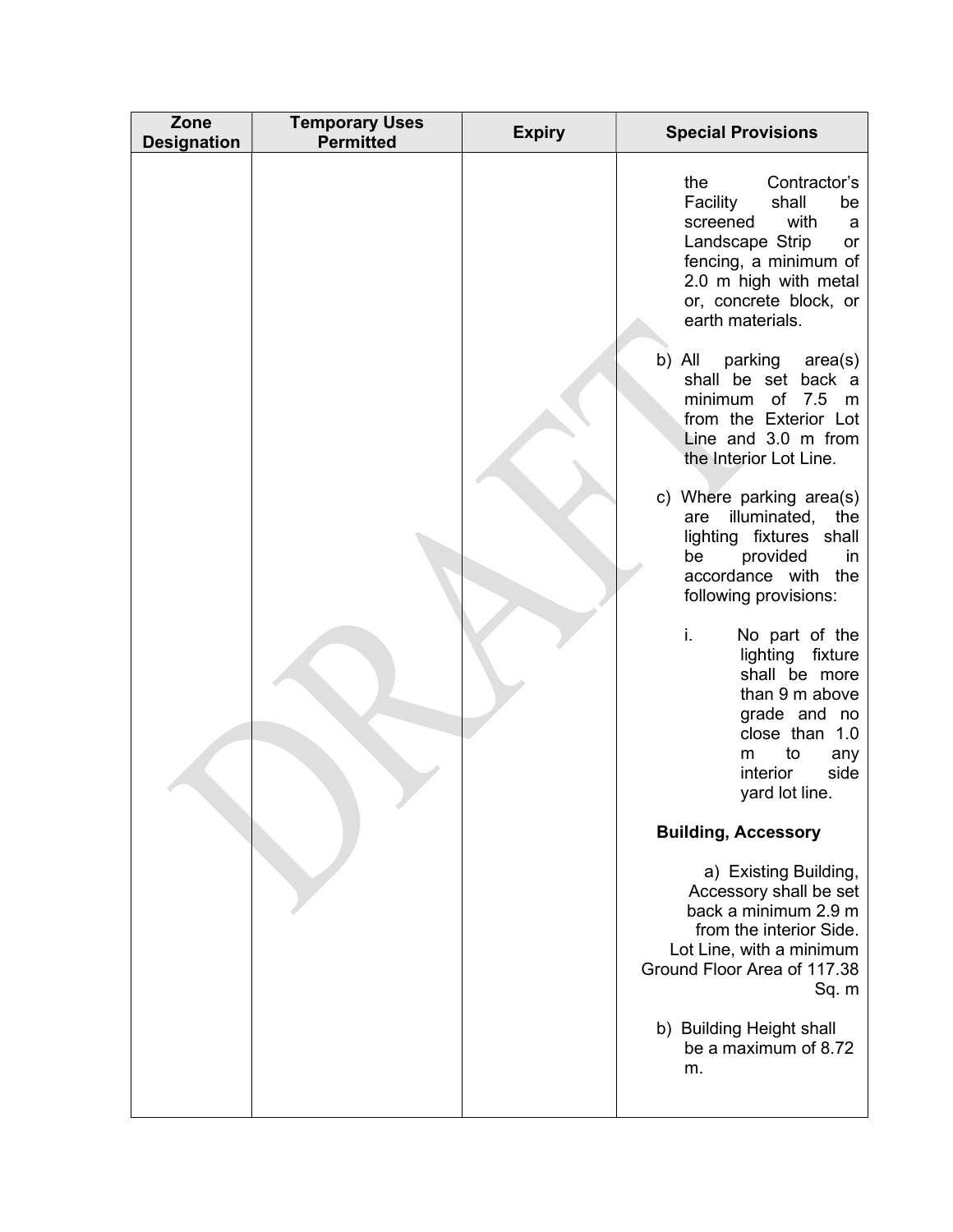| Zone Designation | Temporary Uses Permitted | Expiry | Special Provisions |
|---|---|---|---|
| | | | the Contractor's Facility shall be screened with a Landscape Strip or fencing, a minimum of 2.0 m high with metal or, concrete block, or earth materials.<br><br>b) All parking area(s) shall be set back a minimum of 7.5 m from the Exterior Lot Line and 3.0 m from the Interior Lot Line.<br><br>c) Where parking area(s) are illuminated, the lighting fixtures shall be provided in accordance with the following provisions:<br><br>i. No part of the lighting fixture shall be more than 9 m above grade and no close than 1.0 m to any interior side yard lot line.<br><br>**Building, Accessory**<br><br>a) Existing Building, Accessory shall be set back a minimum 2.9 m from the interior Side. Lot Line, with a minimum Ground Floor Area of 117.38 Sq. m<br><br>b) Building Height shall be a maximum of 8.72 m. |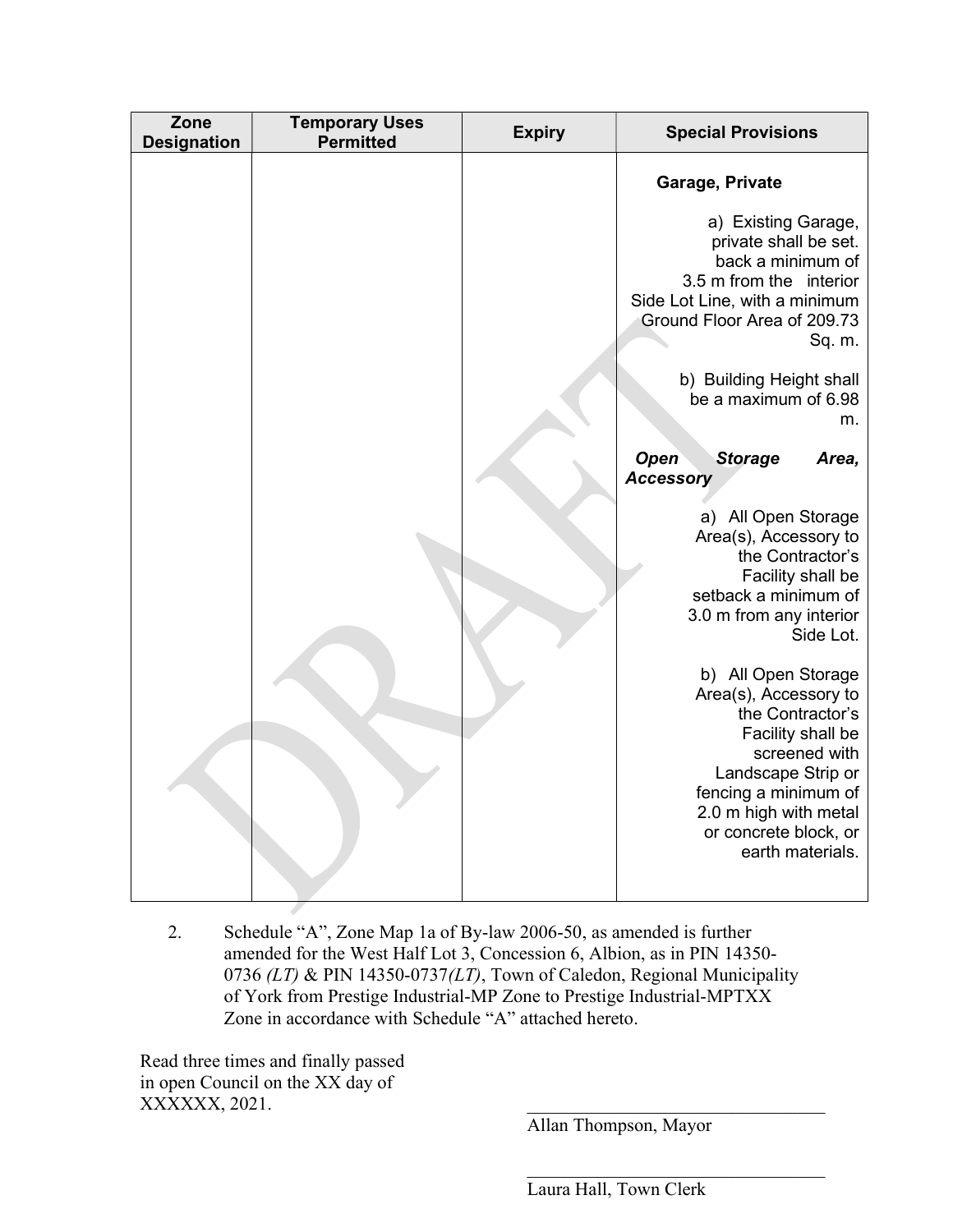| Zone Designation | Temporary Uses Permitted | Expiry | Special Provisions |
| --- | --- | --- | --- |
| | | | **Garage, Private**<br><br>a) Existing Garage, private shall be set. back a minimum of 3.5 m from the interior Side Lot Line, with a minimum Ground Floor Area of 209.73 Sq. m.<br><br>b) Building Height shall be a maximum of 6.98 m.<br><br>***Open Storage Area, Accessory***<br><br>a) All Open Storage Area(s), Accessory to the Contractor's Facility shall be setback a minimum of 3.0 m from any interior Side Lot.<br><br>b) All Open Storage Area(s), Accessory to the Contractor's Facility shall be screened with Landscape Strip or fencing a minimum of 2.0 m high with metal or concrete block, or earth materials. |

2. Schedule "A", Zone Map 1a of By-law 2006-50, as amended is further amended for the West Half Lot 3, Concession 6, Albion, as in PIN 14350-0736 *(LT)* & PIN 14350-0737*(LT)*, Town of Caledon, Regional Municipality of York from Prestige Industrial-MP Zone to Prestige Industrial-MPTXX Zone in accordance with Schedule "A" attached hereto.

Read three times and finally passed in open Council on the XX day of XXXXXX, 2021.

Allan Thompson, Mayor

Laura Hall, Town Clerk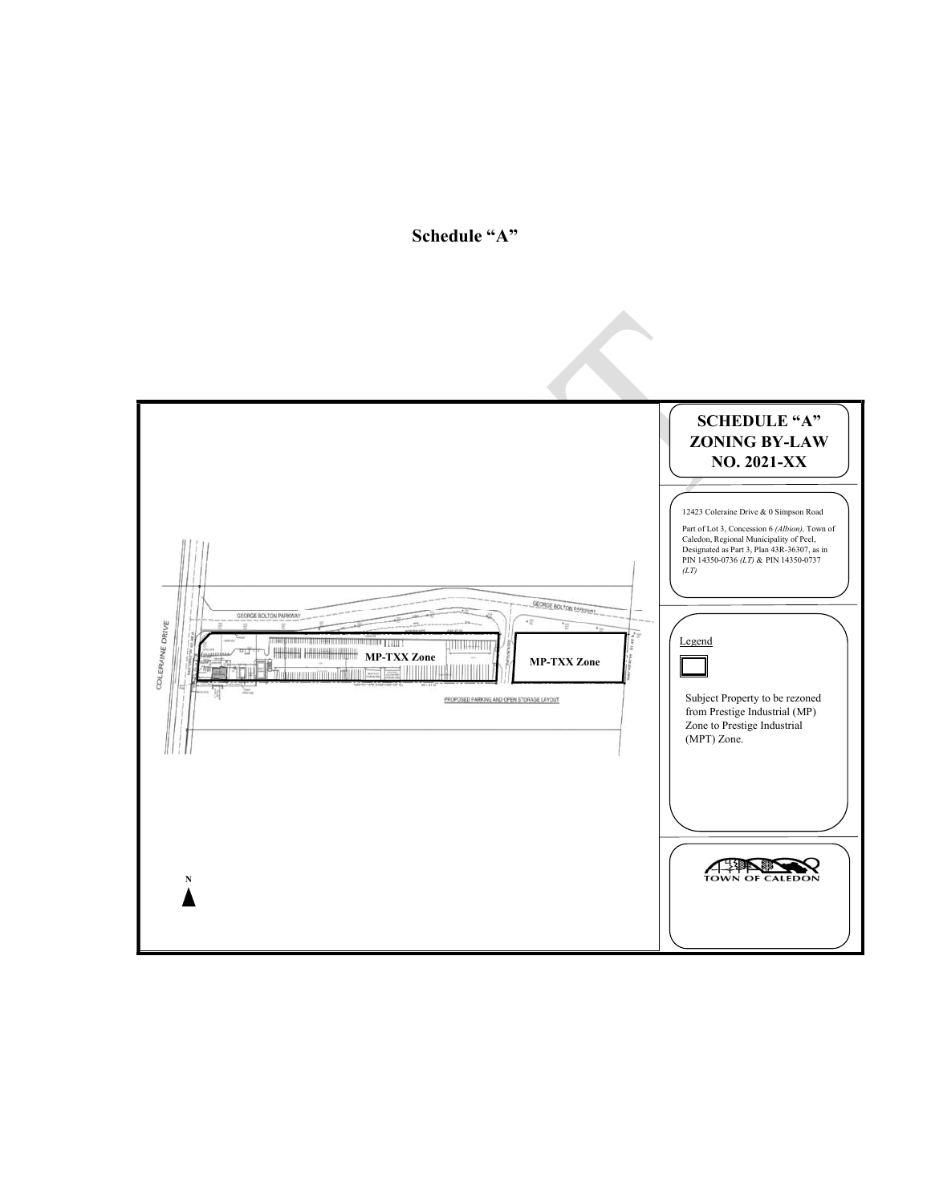**Schedule "A"**

**SCHEDULE "A"**
**ZONING BY-LAW**
**NO. 2021-XX**

12423 Coleraine Drive & 0 Simpson Road

Part of Lot 3, Concession 6 *(Albion)*, Town of Caledon, Regional Municipality of Peel, Designated as Part 3, Plan 43R-36307, as in PIN 14350-0736 *(LT)* & PIN 14350-0737 *(LT)*

Legend

Subject Property to be rezoned from Prestige Industrial (MP) Zone to Prestige Industrial (MPT) Zone.

GEORGE BOLTON PARKWAY

COLERAINE DRIVE

MP-TXX Zone

MP-TXX Zone

PROPOSED PARKING AND OPEN STORAGE LAYOUT

N

TOWN OF CALEDON